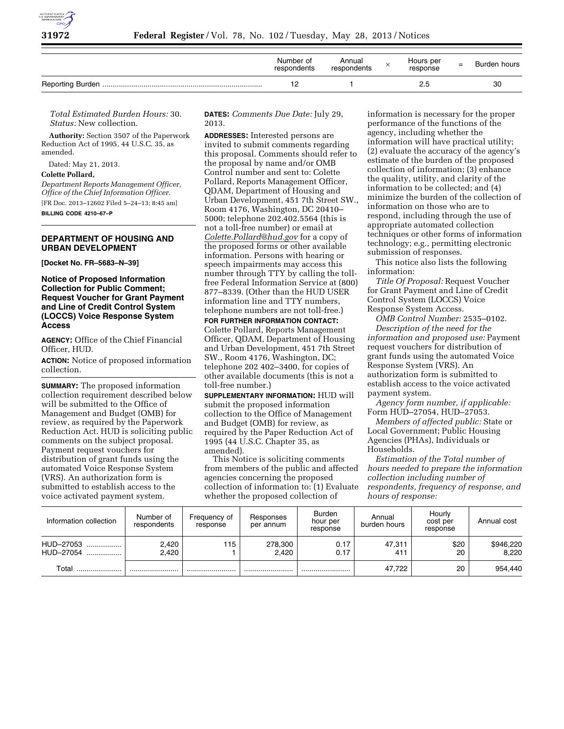| | Number of respondents | Annual respondents | × | Hours per response | = | Burden hours |
|---|---|---|---|---|---|---|
| Reporting Burden | 12 | 1 | | 2.5 | | 30 |

*Total Estimated Burden Hours:* 30.

*Status:* New collection.

**Authority:** Section 3507 of the Paperwork Reduction Act of 1995, 44 U.S.C. 35, as amended.

Dated: May 21, 2013.

**Colette Pollard,**

*Department Reports Management Officer, Office of the Chief Information Officer.*

[FR Doc. 2013–12602 Filed 5–24–13; 8:45 am]

**BILLING CODE 4210–67–P**

## DEPARTMENT OF HOUSING AND URBAN DEVELOPMENT

**[Docket No. FR–5683–N–39]**

### Notice of Proposed Information Collection for Public Comment; Request Voucher for Grant Payment and Line of Credit Control System (LOCCS) Voice Response System Access

**AGENCY:** Office of the Chief Financial Officer, HUD.

**ACTION:** Notice of proposed information collection.

**SUMMARY:** The proposed information collection requirement described below will be submitted to the Office of Management and Budget (OMB) for review, as required by the Paperwork Reduction Act. HUD is soliciting public comments on the subject proposal. Payment request vouchers for distribution of grant funds using the automated Voice Response System (VRS). An authorization form is submitted to establish access to the voice activated payment system.

**DATES:** *Comments Due Date:* July 29, 2013.

**ADDRESSES:** Interested persons are invited to submit comments regarding this proposal. Comments should refer to the proposal by name and/or OMB Control number and sent to: Colette Pollard, Reports Management Officer, QDAM, Department of Housing and Urban Development, 451 7th Street SW., Room 4176, Washington, DC 20410–5000; telephone 202.402.5564 (this is not a toll-free number) or email at Colette.Pollard@hud.gov for a copy of the proposed forms or other available information. Persons with hearing or speech impairments may access this number through TTY by calling the toll-free Federal Information Service at (800) 877–8339. (Other than the HUD USER information line and TTY numbers, telephone numbers are not toll-free.)

**FOR FURTHER INFORMATION CONTACT:** Colette Pollard, Reports Management Officer, QDAM, Department of Housing and Urban Development, 451 7th Street SW., Room 4176, Washington, DC; telephone 202 402–3400, for copies of other available documents (this is not a toll-free number.)

**SUPPLEMENTARY INFORMATION:** HUD will submit the proposed information collection to the Office of Management and Budget (OMB) for review, as required by the Paper Reduction Act of 1995 (44 U.S.C. Chapter 35, as amended).

This Notice is soliciting comments from members of the public and affected agencies concerning the proposed collection of information to: (1) Evaluate whether the proposed collection of information is necessary for the proper performance of the functions of the agency, including whether the information will have practical utility; (2) evaluate the accuracy of the agency's estimate of the burden of the proposed collection of information; (3) enhance the quality, utility, and clarity of the information to be collected; and (4) minimize the burden of the collection of information on those who are to respond, including through the use of appropriate automated collection techniques or other forms of information technology; e.g., permitting electronic submission of responses.

This notice also lists the following information:

*Title Of Proposal:* Request Voucher for Grant Payment and Line of Credit Control System (LOCCS) Voice Response System Access.

*OMB Control Number:* 2535–0102.

*Description of the need for the information and proposed use:* Payment request vouchers for distribution of grant funds using the automated Voice Response System (VRS). An authorization form is submitted to establish access to the voice activated payment system.

*Agency form number, if applicable:* Form HUD–27054, HUD–27053.

*Members of affected public:* State or Local Government; Public Housing Agencies (PHAs), Individuals or Households.

*Estimation of the Total number of hours needed to prepare the information collection including number of respondents, frequency of response, and hours of response:*

| Information collection | Number of respondents | Frequency of response | Responses per annum | Burden hour per response | Annual burden hours | Hourly cost per response | Annual cost |
|---|---|---|---|---|---|---|---|
| HUD–27053 | 2,420 | 115 | 278,300 | 0.17 | 47,311 | $20 | $946,220 |
| HUD–27054 | 2,420 | 1 | 2,420 | 0.17 | 411 | 20 | 8,220 |
| Total | | | | | 47,722 | 20 | 954,440 |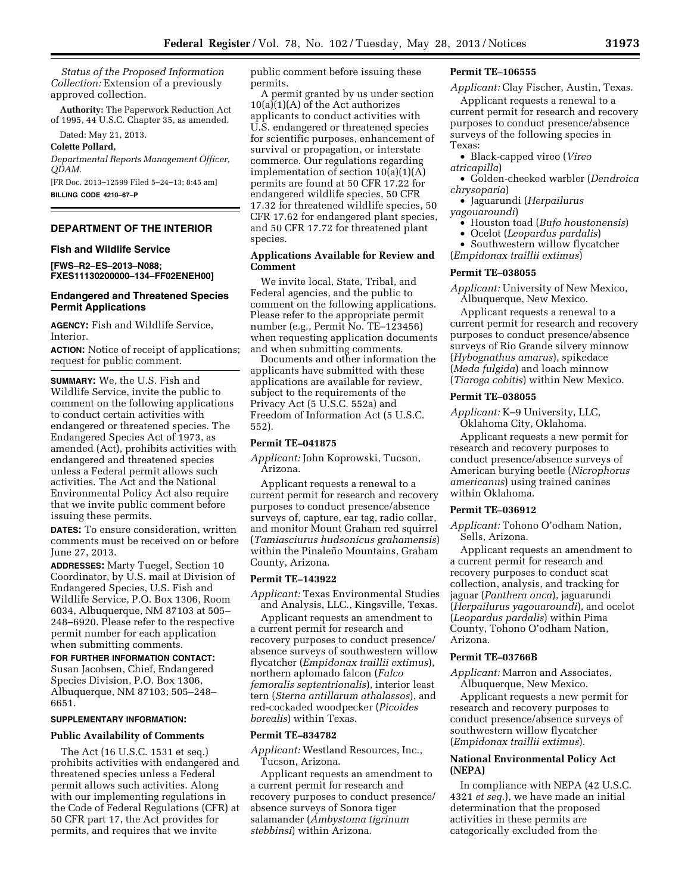*Status of the Proposed Information Collection:* Extension of a previously approved collection.

**Authority:** The Paperwork Reduction Act of 1995, 44 U.S.C. Chapter 35, as amended.

Dated: May 21, 2013.

**Colette Pollard,**

*Departmental Reports Management Officer, QDAM.*

[FR Doc. 2013–12599 Filed 5–24–13; 8:45 am]

**BILLING CODE 4210–67–P**

---

## DEPARTMENT OF THE INTERIOR

### Fish and Wildlife Service

**[FWS–R2–ES–2013–N088; FXES11130200000–134–FF02ENEH00]**

### Endangered and Threatened Species Permit Applications

**AGENCY:** Fish and Wildlife Service, Interior.

**ACTION:** Notice of receipt of applications; request for public comment.

**SUMMARY:** We, the U.S. Fish and Wildlife Service, invite the public to comment on the following applications to conduct certain activities with endangered or threatened species. The Endangered Species Act of 1973, as amended (Act), prohibits activities with endangered and threatened species unless a Federal permit allows such activities. The Act and the National Environmental Policy Act also require that we invite public comment before issuing these permits.

**DATES:** To ensure consideration, written comments must be received on or before June 27, 2013.

**ADDRESSES:** Marty Tuegel, Section 10 Coordinator, by U.S. mail at Division of Endangered Species, U.S. Fish and Wildlife Service, P.O. Box 1306, Room 6034, Albuquerque, NM 87103 at 505–248–6920. Please refer to the respective permit number for each application when submitting comments.

**FOR FURTHER INFORMATION CONTACT:** Susan Jacobsen, Chief, Endangered Species Division, P.O. Box 1306, Albuquerque, NM 87103; 505–248–6651.

**SUPPLEMENTARY INFORMATION:**

#### Public Availability of Comments

The Act (16 U.S.C. 1531 et seq.) prohibits activities with endangered and threatened species unless a Federal permit allows such activities. Along with our implementing regulations in the Code of Federal Regulations (CFR) at 50 CFR part 17, the Act provides for permits, and requires that we invite public comment before issuing these permits.

A permit granted by us under section 10(a)(1)(A) of the Act authorizes applicants to conduct activities with U.S. endangered or threatened species for scientific purposes, enhancement of survival or propagation, or interstate commerce. Our regulations regarding implementation of section 10(a)(1)(A) permits are found at 50 CFR 17.22 for endangered wildlife species, 50 CFR 17.32 for threatened wildlife species, 50 CFR 17.62 for endangered plant species, and 50 CFR 17.72 for threatened plant species.

#### Applications Available for Review and Comment

We invite local, State, Tribal, and Federal agencies, and the public to comment on the following applications. Please refer to the appropriate permit number (e.g., Permit No. TE–123456) when requesting application documents and when submitting comments.

Documents and other information the applicants have submitted with these applications are available for review, subject to the requirements of the Privacy Act (5 U.S.C. 552a) and Freedom of Information Act (5 U.S.C. 552).

#### Permit TE–041875

*Applicant:* John Koprowski, Tucson, Arizona.

Applicant requests a renewal to a current permit for research and recovery purposes to conduct presence/absence surveys of, capture, ear tag, radio collar, and monitor Mount Graham red squirrel (*Tamiasciurus hudsonicus grahamensis*) within the Pinaleño Mountains, Graham County, Arizona.

#### Permit TE–143922

*Applicant:* Texas Environmental Studies and Analysis, LLC., Kingsville, Texas.

Applicant requests an amendment to a current permit for research and recovery purposes to conduct presence/absence surveys of southwestern willow flycatcher (*Empidonax traillii extimus*), northern aplomado falcon (*Falco femoralis septentrionalis*), interior least tern (*Sterna antillarum athalassos*), and red-cockaded woodpecker (*Picoides borealis*) within Texas.

#### Permit TE–834782

*Applicant:* Westland Resources, Inc., Tucson, Arizona.

Applicant requests an amendment to a current permit for research and recovery purposes to conduct presence/absence surveys of Sonora tiger salamander (*Ambystoma tigrinum stebbinsi*) within Arizona.

#### Permit TE–106555

*Applicant:* Clay Fischer, Austin, Texas.

Applicant requests a renewal to a current permit for research and recovery purposes to conduct presence/absence surveys of the following species in Texas:

- Black-capped vireo (*Vireo atricapilla*)
- Golden-cheeked warbler (*Dendroica chrysoparia*)
- Jaguarundi (*Herpailurus yagouaroundi*)
- Houston toad (*Bufo houstonensis*)
- Ocelot (*Leopardus pardalis*)
- Southwestern willow flycatcher (*Empidonax traillii extimus*)

#### Permit TE–038055

*Applicant:* University of New Mexico, Albuquerque, New Mexico.

Applicant requests a renewal to a current permit for research and recovery purposes to conduct presence/absence surveys of Rio Grande silvery minnow (*Hybognathus amarus*), spikedace (*Meda fulgida*) and loach minnow (*Tiaroga cobitis*) within New Mexico.

#### Permit TE–038055

*Applicant:* K–9 University, LLC, Oklahoma City, Oklahoma.

Applicant requests a new permit for research and recovery purposes to conduct presence/absence surveys of American burying beetle (*Nicrophorus americanus*) using trained canines within Oklahoma.

#### Permit TE–036912

*Applicant:* Tohono O'odham Nation, Sells, Arizona.

Applicant requests an amendment to a current permit for research and recovery purposes to conduct scat collection, analysis, and tracking for jaguar (*Panthera onca*), jaguarundi (*Herpailurus yagouaroundi*), and ocelot (*Leopardus pardalis*) within Pima County, Tohono O'odham Nation, Arizona.

#### Permit TE–03766B

*Applicant:* Marron and Associates, Albuquerque, New Mexico.

Applicant requests a new permit for research and recovery purposes to conduct presence/absence surveys of southwestern willow flycatcher (*Empidonax traillii extimus*).

#### National Environmental Policy Act (NEPA)

In compliance with NEPA (42 U.S.C. 4321 *et seq.*), we have made an initial determination that the proposed activities in these permits are categorically excluded from the